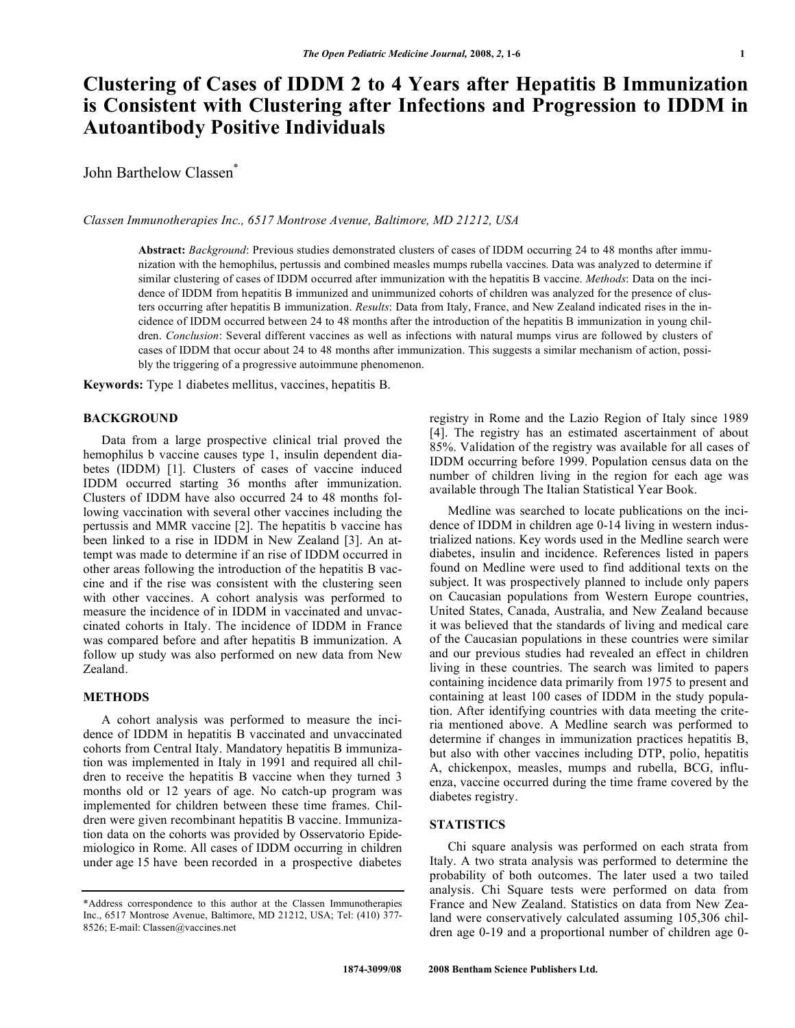# Clustering of Cases of IDDM 2 to 4 Years after Hepatitis B Immunization is Consistent with Clustering after Infections and Progression to IDDM in Autoantibody Positive Individuals

John Barthelow Classen*

*Classen Immunotherapies Inc., 6517 Montrose Avenue, Baltimore, MD 21212, USA*

**Abstract:** *Background*: Previous studies demonstrated clusters of cases of IDDM occurring 24 to 48 months after immunization with the hemophilus, pertussis and combined measles mumps rubella vaccines. Data was analyzed to determine if similar clustering of cases of IDDM occurred after immunization with the hepatitis B vaccine. *Methods*: Data on the incidence of IDDM from hepatitis B immunized and unimmunized cohorts of children was analyzed for the presence of clusters occurring after hepatitis B immunization. *Results*: Data from Italy, France, and New Zealand indicated rises in the incidence of IDDM occurred between 24 to 48 months after the introduction of the hepatitis B immunization in young children. *Conclusion*: Several different vaccines as well as infections with natural mumps virus are followed by clusters of cases of IDDM that occur about 24 to 48 months after immunization. This suggests a similar mechanism of action, possibly the triggering of a progressive autoimmune phenomenon.

**Keywords:** Type 1 diabetes mellitus, vaccines, hepatitis B.

## BACKGROUND

Data from a large prospective clinical trial proved the hemophilus b vaccine causes type 1, insulin dependent diabetes (IDDM) [1]. Clusters of cases of vaccine induced IDDM occurred starting 36 months after immunization. Clusters of IDDM have also occurred 24 to 48 months following vaccination with several other vaccines including the pertussis and MMR vaccine [2]. The hepatitis b vaccine has been linked to a rise in IDDM in New Zealand [3]. An attempt was made to determine if an rise of IDDM occurred in other areas following the introduction of the hepatitis B vaccine and if the rise was consistent with the clustering seen with other vaccines. A cohort analysis was performed to measure the incidence of in IDDM in vaccinated and unvaccinated cohorts in Italy. The incidence of IDDM in France was compared before and after hepatitis B immunization. A follow up study was also performed on new data from New Zealand.

## METHODS

A cohort analysis was performed to measure the incidence of IDDM in hepatitis B vaccinated and unvaccinated cohorts from Central Italy. Mandatory hepatitis B immunization was implemented in Italy in 1991 and required all children to receive the hepatitis B vaccine when they turned 3 months old or 12 years of age. No catch-up program was implemented for children between these time frames. Children were given recombinant hepatitis B vaccine. Immunization data on the cohorts was provided by Osservatorio Epidemiologico in Rome. All cases of IDDM occurring in children under age 15 have been recorded in a prospective diabetes registry in Rome and the Lazio Region of Italy since 1989 [4]. The registry has an estimated ascertainment of about 85%. Validation of the registry was available for all cases of IDDM occurring before 1999. Population census data on the number of children living in the region for each age was available through The Italian Statistical Year Book.

Medline was searched to locate publications on the incidence of IDDM in children age 0-14 living in western industrialized nations. Key words used in the Medline search were diabetes, insulin and incidence. References listed in papers found on Medline were used to find additional texts on the subject. It was prospectively planned to include only papers on Caucasian populations from Western Europe countries, United States, Canada, Australia, and New Zealand because it was believed that the standards of living and medical care of the Caucasian populations in these countries were similar and our previous studies had revealed an effect in children living in these countries. The search was limited to papers containing incidence data primarily from 1975 to present and containing at least 100 cases of IDDM in the study population. After identifying countries with data meeting the criteria mentioned above. A Medline search was performed to determine if changes in immunization practices hepatitis B, but also with other vaccines including DTP, polio, hepatitis A, chickenpox, measles, mumps and rubella, BCG, influenza, vaccine occurred during the time frame covered by the diabetes registry.

## STATISTICS

Chi square analysis was performed on each strata from Italy. A two strata analysis was performed to determine the probability of both outcomes. The later used a two tailed analysis. Chi Square tests were performed on data from France and New Zealand. Statistics on data from New Zealand were conservatively calculated assuming 105,306 children age 0-19 and a proportional number of children age 0-

*Address correspondence to this author at the Classen Immunotherapies Inc., 6517 Montrose Avenue, Baltimore, MD 21212, USA; Tel: (410) 377-8526; E-mail: Classen@vaccines.net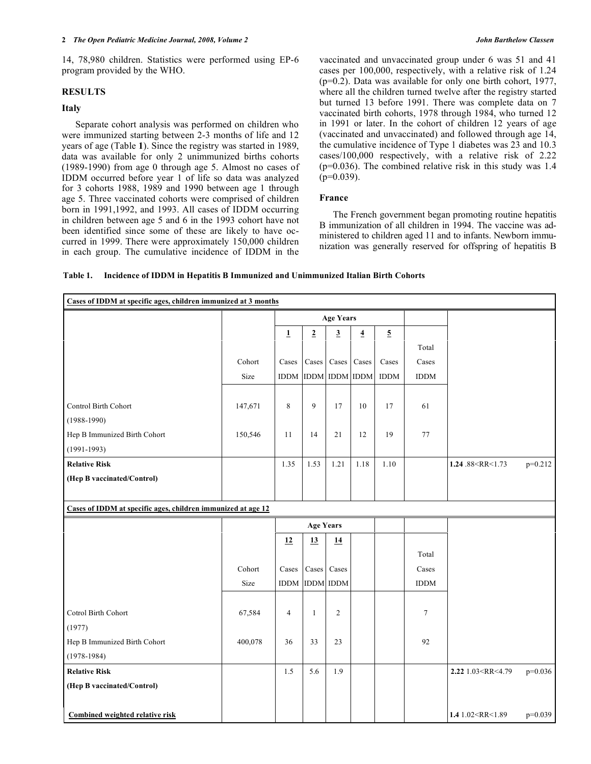14, 78,980 children. Statistics were performed using EP-6 program provided by the WHO.

## RESULTS

### Italy

Separate cohort analysis was performed on children who were immunized starting between 2-3 months of life and 12 years of age (Table **1**). Since the registry was started in 1989, data was available for only 2 unimmunized births cohorts (1989-1990) from age 0 through age 5. Almost no cases of IDDM occurred before year 1 of life so data was analyzed for 3 cohorts 1988, 1989 and 1990 between age 1 through age 5. Three vaccinated cohorts were comprised of children born in 1991,1992, and 1993. All cases of IDDM occurring in children between age 5 and 6 in the 1993 cohort have not been identified since some of these are likely to have occurred in 1999. There were approximately 150,000 children in each group. The cumulative incidence of IDDM in the vaccinated and unvaccinated group under 6 was 51 and 41 cases per 100,000, respectively, with a relative risk of 1.24 (p=0.2). Data was available for only one birth cohort, 1977, where all the children turned twelve after the registry started but turned 13 before 1991. There was complete data on 7 vaccinated birth cohorts, 1978 through 1984, who turned 12 in 1991 or later. In the cohort of children 12 years of age (vaccinated and unvaccinated) and followed through age 14, the cumulative incidence of Type 1 diabetes was 23 and 10.3 cases/100,000 respectively, with a relative risk of 2.22 (p=0.036). The combined relative risk in this study was 1.4 (p=0.039).

### France

The French government began promoting routine hepatitis B immunization of all children in 1994. The vaccine was administered to children aged 11 and to infants. Newborn immunization was generally reserved for offspring of hepatitis B

**Table 1. Incidence of IDDM in Hepatitis B Immunized and Unimmunized Italian Birth Cohorts**

| **Cases of IDDM at specific ages, children immunized at 3 months** | | | | | | | | | |
|---|---|---|---|---|---|---|---|---|---|
| | | Age Years | | | | | | | |
| | Cohort Size | 1 Cases IDDM | 2 Cases IDDM | 3 Cases IDDM | 4 Cases IDDM | 5 Cases IDDM | Total Cases IDDM | | |
| Control Birth Cohort (1988-1990) | 147,671 | 8 | 9 | 17 | 10 | 17 | 61 | | |
| Hep B Immunized Birth Cohort (1991-1993) | 150,546 | 11 | 14 | 21 | 12 | 19 | 77 | | |
| **Relative Risk (Hep B vaccinated/Control)** | | 1.35 | 1.53 | 1.21 | 1.18 | 1.10 | | **1.24** .88<RR<1.73 | p=0.212 |
| **Cases of IDDM at specific ages, children immunized at age 12** | | | | | | | | | |
| | | Age Years | | | | | | | |
| | Cohort Size | 12 Cases IDDM | 13 Cases IDDM | 14 Cases IDDM | | | Total Cases IDDM | | |
| Cotrol Birth Cohort (1977) | 67,584 | 4 | 1 | 2 | | | 7 | | |
| Hep B Immunized Birth Cohort (1978-1984) | 400,078 | 36 | 33 | 23 | | | 92 | | |
| **Relative Risk (Hep B vaccinated/Control)** | | 1.5 | 5.6 | 1.9 | | | | **2.22** 1.03<RR<4.79 | p=0.036 |
| **Combined weighted relative risk** | | | | | | | | **1.4** 1.02<RR<1.89 | p=0.039 |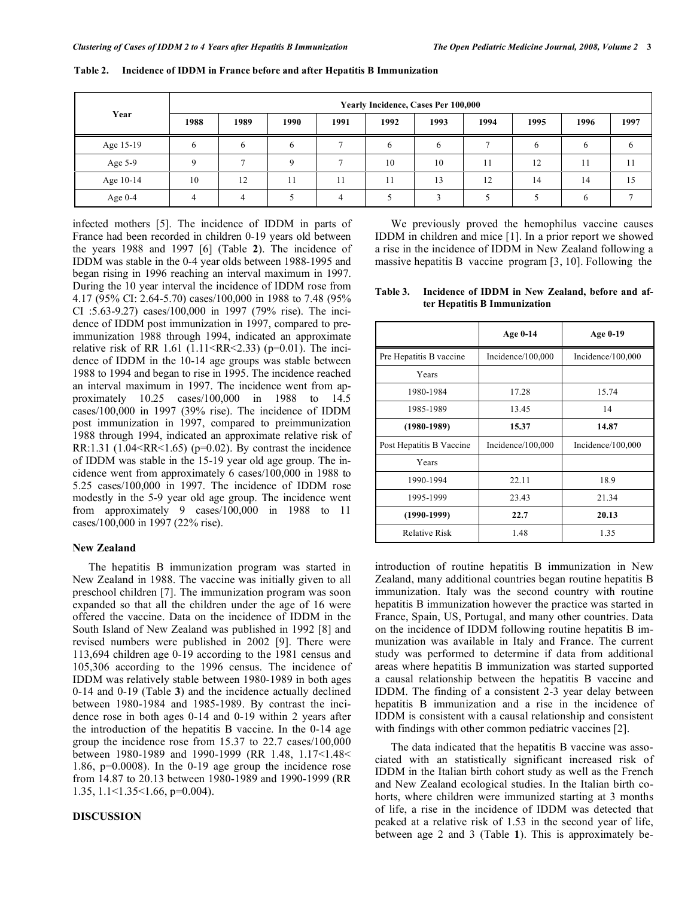**Table 2. Incidence of IDDM in France before and after Hepatitis B Immunization**

| Year | Yearly Incidence, Cases Per 100,000 | | | | | | | | | |
|---|---|---|---|---|---|---|---|---|---|---|
| | 1988 | 1989 | 1990 | 1991 | 1992 | 1993 | 1994 | 1995 | 1996 | 1997 |
| Age 15-19 | 6 | 6 | 6 | 7 | 6 | 6 | 7 | 6 | 6 | 6 |
| Age 5-9 | 9 | 7 | 9 | 7 | 10 | 10 | 11 | 12 | 11 | 11 |
| Age 10-14 | 10 | 12 | 11 | 11 | 11 | 13 | 12 | 14 | 14 | 15 |
| Age 0-4 | 4 | 4 | 5 | 4 | 5 | 3 | 5 | 5 | 6 | 7 |

infected mothers [5]. The incidence of IDDM in parts of France had been recorded in children 0-19 years old between the years 1988 and 1997 [6] (Table **2**). The incidence of IDDM was stable in the 0-4 year olds between 1988-1995 and began rising in 1996 reaching an interval maximum in 1997. During the 10 year interval the incidence of IDDM rose from 4.17 (95% CI: 2.64-5.70) cases/100,000 in 1988 to 7.48 (95% CI :5.63-9.27) cases/100,000 in 1997 (79% rise). The incidence of IDDM post immunization in 1997, compared to preimmunization 1988 through 1994, indicated an approximate relative risk of RR 1.61 ($1.11<RR<2.33$) ($p=0.01$). The incidence of IDDM in the 10-14 age groups was stable between 1988 to 1994 and began to rise in 1995. The incidence reached an interval maximum in 1997. The incidence went from approximately 10.25 cases/100,000 in 1988 to 14.5 cases/100,000 in 1997 (39% rise). The incidence of IDDM post immunization in 1997, compared to preimmunization 1988 through 1994, indicated an approximate relative risk of RR:1.31 ($1.04<RR<1.65$) ($p=0.02$). By contrast the incidence of IDDM was stable in the 15-19 year old age group. The incidence went from approximately 6 cases/100,000 in 1988 to 5.25 cases/100,000 in 1997. The incidence of IDDM rose modestly in the 5-9 year old age group. The incidence went from approximately 9 cases/100,000 in 1988 to 11 cases/100,000 in 1997 (22% rise).

### New Zealand

The hepatitis B immunization program was started in New Zealand in 1988. The vaccine was initially given to all preschool children [7]. The immunization program was soon expanded so that all the children under the age of 16 were offered the vaccine. Data on the incidence of IDDM in the South Island of New Zealand was published in 1992 [8] and revised numbers were published in 2002 [9]. There were 113,694 children age 0-19 according to the 1981 census and 105,306 according to the 1996 census. The incidence of IDDM was relatively stable between 1980-1989 in both ages 0-14 and 0-19 (Table **3**) and the incidence actually declined between 1980-1984 and 1985-1989. By contrast the incidence rose in both ages 0-14 and 0-19 within 2 years after the introduction of the hepatitis B vaccine. In the 0-14 age group the incidence rose from 15.37 to 22.7 cases/100,000 between 1980-1989 and 1990-1999 (RR 1.48, $1.17<1.48<1.86$, $p=0.0008$). In the 0-19 age group the incidence rose from 14.87 to 20.13 between 1980-1989 and 1990-1999 (RR 1.35, $1.1<1.35<1.66$, $p=0.004$).

## DISCUSSION

We previously proved the hemophilus vaccine causes IDDM in children and mice [1]. In a prior report we showed a rise in the incidence of IDDM in New Zealand following a massive hepatitis B vaccine program [3, 10]. Following the introduction of routine hepatitis B immunization in New Zealand, many additional countries began routine hepatitis B immunization. Italy was the second country with routine hepatitis B immunization however the practice was started in France, Spain, US, Portugal, and many other countries. Data on the incidence of IDDM following routine hepatitis B immunization was available in Italy and France. The current study was performed to determine if data from additional areas where hepatitis B immunization was started supported a causal relationship between the hepatitis B vaccine and IDDM. The finding of a consistent 2-3 year delay between hepatitis B immunization and a rise in the incidence of IDDM is consistent with a causal relationship and consistent with findings with other common pediatric vaccines [2].

**Table 3. Incidence of IDDM in New Zealand, before and after Hepatitis B Immunization**

| | Age 0-14 | Age 0-19 |
|---|---|---|
| Pre Hepatitis B vaccine | Incidence/100,000 | Incidence/100,000 |
| Years | | |
| 1980-1984 | 17.28 | 15.74 |
| 1985-1989 | 13.45 | 14 |
| **(1980-1989)** | **15.37** | **14.87** |
| Post Hepatitis B Vaccine | Incidence/100,000 | Incidence/100,000 |
| Years | | |
| 1990-1994 | 22.11 | 18.9 |
| 1995-1999 | 23.43 | 21.34 |
| **(1990-1999)** | **22.7** | **20.13** |
| Relative Risk | 1.48 | 1.35 |

The data indicated that the hepatitis B vaccine was associated with an statistically significant increased risk of IDDM in the Italian birth cohort study as well as the French and New Zealand ecological studies. In the Italian birth cohorts, where children were immunized starting at 3 months of life, a rise in the incidence of IDDM was detected that peaked at a relative risk of 1.53 in the second year of life, between age 2 and 3 (Table **1**). This is approximately be-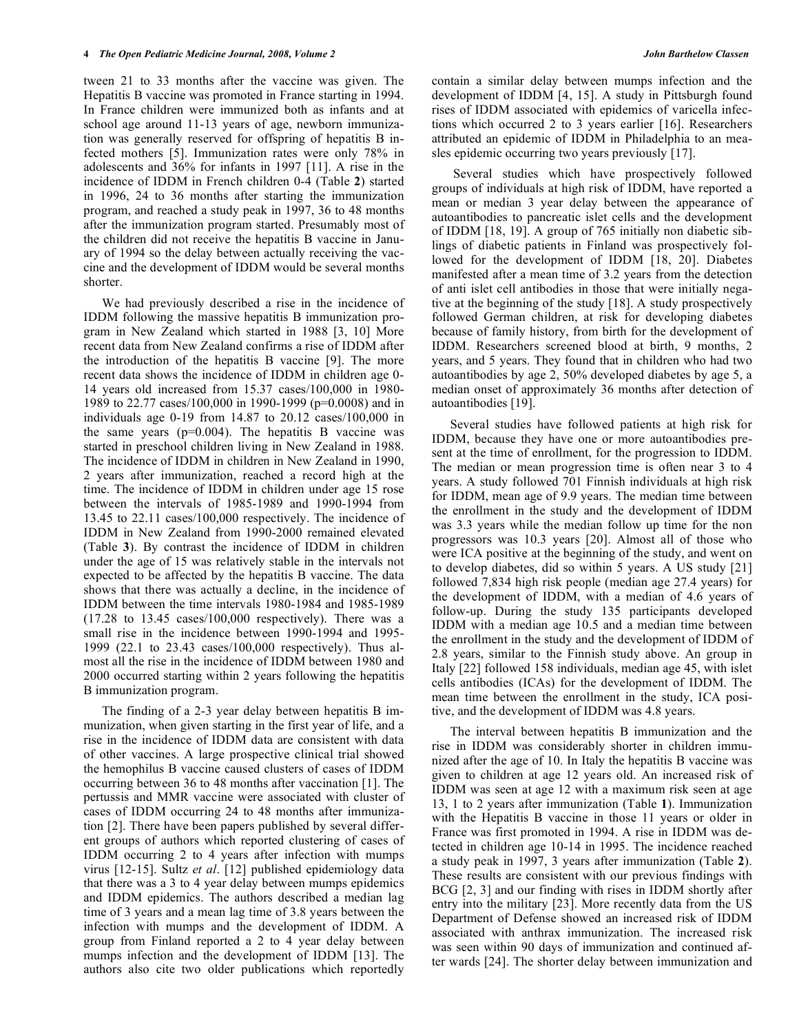tween 21 to 33 months after the vaccine was given. The Hepatitis B vaccine was promoted in France starting in 1994. In France children were immunized both as infants and at school age around 11-13 years of age, newborn immunization was generally reserved for offspring of hepatitis B infected mothers [5]. Immunization rates were only 78% in adolescents and 36% for infants in 1997 [11]. A rise in the incidence of IDDM in French children 0-4 (Table **2**) started in 1996, 24 to 36 months after starting the immunization program, and reached a study peak in 1997, 36 to 48 months after the immunization program started. Presumably most of the children did not receive the hepatitis B vaccine in January of 1994 so the delay between actually receiving the vaccine and the development of IDDM would be several months shorter.

We had previously described a rise in the incidence of IDDM following the massive hepatitis B immunization program in New Zealand which started in 1988 [3, 10] More recent data from New Zealand confirms a rise of IDDM after the introduction of the hepatitis B vaccine [9]. The more recent data shows the incidence of IDDM in children age 0-14 years old increased from 15.37 cases/100,000 in 1980-1989 to 22.77 cases/100,000 in 1990-1999 (p=0.0008) and in individuals age 0-19 from 14.87 to 20.12 cases/100,000 in the same years (p=0.004). The hepatitis B vaccine was started in preschool children living in New Zealand in 1988. The incidence of IDDM in children in New Zealand in 1990, 2 years after immunization, reached a record high at the time. The incidence of IDDM in children under age 15 rose between the intervals of 1985-1989 and 1990-1994 from 13.45 to 22.11 cases/100,000 respectively. The incidence of IDDM in New Zealand from 1990-2000 remained elevated (Table **3**). By contrast the incidence of IDDM in children under the age of 15 was relatively stable in the intervals not expected to be affected by the hepatitis B vaccine. The data shows that there was actually a decline, in the incidence of IDDM between the time intervals 1980-1984 and 1985-1989 (17.28 to 13.45 cases/100,000 respectively). There was a small rise in the incidence between 1990-1994 and 1995-1999 (22.1 to 23.43 cases/100,000 respectively). Thus almost all the rise in the incidence of IDDM between 1980 and 2000 occurred starting within 2 years following the hepatitis B immunization program.

The finding of a 2-3 year delay between hepatitis B immunization, when given starting in the first year of life, and a rise in the incidence of IDDM data are consistent with data of other vaccines. A large prospective clinical trial showed the hemophilus B vaccine caused clusters of cases of IDDM occurring between 36 to 48 months after vaccination [1]. The pertussis and MMR vaccine were associated with cluster of cases of IDDM occurring 24 to 48 months after immunization [2]. There have been papers published by several different groups of authors which reported clustering of cases of IDDM occurring 2 to 4 years after infection with mumps virus [12-15]. Sultz *et al*. [12] published epidemiology data that there was a 3 to 4 year delay between mumps epidemics and IDDM epidemics. The authors described a median lag time of 3 years and a mean lag time of 3.8 years between the infection with mumps and the development of IDDM. A group from Finland reported a 2 to 4 year delay between mumps infection and the development of IDDM [13]. The authors also cite two older publications which reportedly contain a similar delay between mumps infection and the development of IDDM [4, 15]. A study in Pittsburgh found rises of IDDM associated with epidemics of varicella infections which occurred 2 to 3 years earlier [16]. Researchers attributed an epidemic of IDDM in Philadelphia to an measles epidemic occurring two years previously [17].

Several studies which have prospectively followed groups of individuals at high risk of IDDM, have reported a mean or median 3 year delay between the appearance of autoantibodies to pancreatic islet cells and the development of IDDM [18, 19]. A group of 765 initially non diabetic siblings of diabetic patients in Finland was prospectively followed for the development of IDDM [18, 20]. Diabetes manifested after a mean time of 3.2 years from the detection of anti islet cell antibodies in those that were initially negative at the beginning of the study [18]. A study prospectively followed German children, at risk for developing diabetes because of family history, from birth for the development of IDDM. Researchers screened blood at birth, 9 months, 2 years, and 5 years. They found that in children who had two autoantibodies by age 2, 50% developed diabetes by age 5, a median onset of approximately 36 months after detection of autoantibodies [19].

Several studies have followed patients at high risk for IDDM, because they have one or more autoantibodies present at the time of enrollment, for the progression to IDDM. The median or mean progression time is often near 3 to 4 years. A study followed 701 Finnish individuals at high risk for IDDM, mean age of 9.9 years. The median time between the enrollment in the study and the development of IDDM was 3.3 years while the median follow up time for the non progressors was 10.3 years [20]. Almost all of those who were ICA positive at the beginning of the study, and went on to develop diabetes, did so within 5 years. A US study [21] followed 7,834 high risk people (median age 27.4 years) for the development of IDDM, with a median of 4.6 years of follow-up. During the study 135 participants developed IDDM with a median age 10.5 and a median time between the enrollment in the study and the development of IDDM of 2.8 years, similar to the Finnish study above. An group in Italy [22] followed 158 individuals, median age 45, with islet cells antibodies (ICAs) for the development of IDDM. The mean time between the enrollment in the study, ICA positive, and the development of IDDM was 4.8 years.

The interval between hepatitis B immunization and the rise in IDDM was considerably shorter in children immunized after the age of 10. In Italy the hepatitis B vaccine was given to children at age 12 years old. An increased risk of IDDM was seen at age 12 with a maximum risk seen at age 13, 1 to 2 years after immunization (Table **1**). Immunization with the Hepatitis B vaccine in those 11 years or older in France was first promoted in 1994. A rise in IDDM was detected in children age 10-14 in 1995. The incidence reached a study peak in 1997, 3 years after immunization (Table **2**). These results are consistent with our previous findings with BCG [2, 3] and our finding with rises in IDDM shortly after entry into the military [23]. More recently data from the US Department of Defense showed an increased risk of IDDM associated with anthrax immunization. The increased risk was seen within 90 days of immunization and continued after wards [24]. The shorter delay between immunization and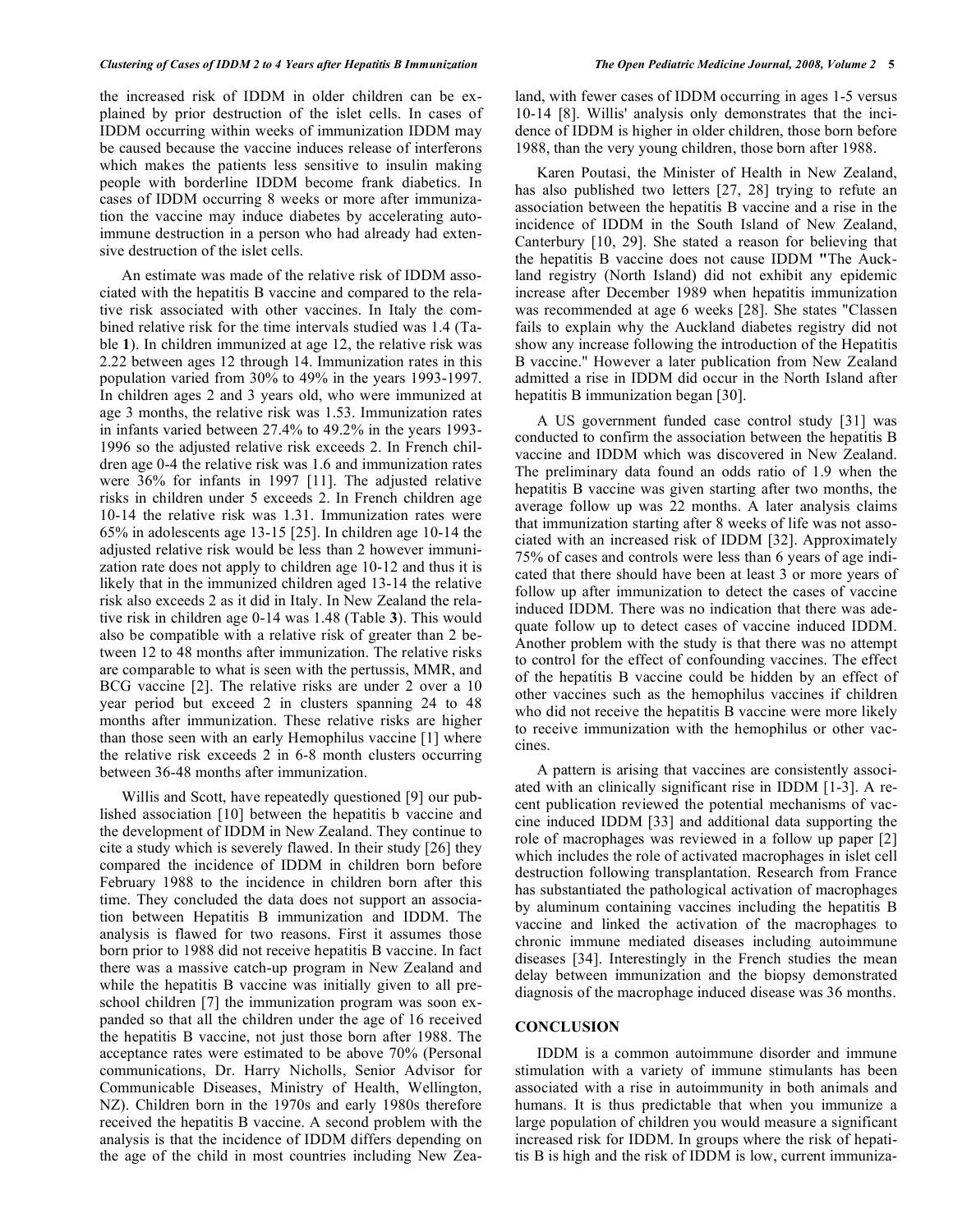the increased risk of IDDM in older children can be explained by prior destruction of the islet cells. In cases of IDDM occurring within weeks of immunization IDDM may be caused because the vaccine induces release of interferons which makes the patients less sensitive to insulin making people with borderline IDDM become frank diabetics. In cases of IDDM occurring 8 weeks or more after immunization the vaccine may induce diabetes by accelerating autoimmune destruction in a person who had already had extensive destruction of the islet cells.

An estimate was made of the relative risk of IDDM associated with the hepatitis B vaccine and compared to the relative risk associated with other vaccines. In Italy the combined relative risk for the time intervals studied was 1.4 (Table **1**). In children immunized at age 12, the relative risk was 2.22 between ages 12 through 14. Immunization rates in this population varied from 30% to 49% in the years 1993-1997. In children ages 2 and 3 years old, who were immunized at age 3 months, the relative risk was 1.53. Immunization rates in infants varied between 27.4% to 49.2% in the years 1993-1996 so the adjusted relative risk exceeds 2. In French children age 0-4 the relative risk was 1.6 and immunization rates were 36% for infants in 1997 [11]. The adjusted relative risks in children under 5 exceeds 2. In French children age 10-14 the relative risk was 1.31. Immunization rates were 65% in adolescents age 13-15 [25]. In children age 10-14 the adjusted relative risk would be less than 2 however immunization rate does not apply to children age 10-12 and thus it is likely that in the immunized children aged 13-14 the relative risk also exceeds 2 as it did in Italy. In New Zealand the relative risk in children age 0-14 was 1.48 (Table **3**). This would also be compatible with a relative risk of greater than 2 between 12 to 48 months after immunization. The relative risks are comparable to what is seen with the pertussis, MMR, and BCG vaccine [2]. The relative risks are under 2 over a 10 year period but exceed 2 in clusters spanning 24 to 48 months after immunization. These relative risks are higher than those seen with an early Hemophilus vaccine [1] where the relative risk exceeds 2 in 6-8 month clusters occurring between 36-48 months after immunization.

Willis and Scott, have repeatedly questioned [9] our published association [10] between the hepatitis b vaccine and the development of IDDM in New Zealand. They continue to cite a study which is severely flawed. In their study [26] they compared the incidence of IDDM in children born before February 1988 to the incidence in children born after this time. They concluded the data does not support an association between Hepatitis B immunization and IDDM. The analysis is flawed for two reasons. First it assumes those born prior to 1988 did not receive hepatitis B vaccine. In fact there was a massive catch-up program in New Zealand and while the hepatitis B vaccine was initially given to all pre-school children [7] the immunization program was soon expanded so that all the children under the age of 16 received the hepatitis B vaccine, not just those born after 1988. The acceptance rates were estimated to be above 70% (Personal communications, Dr. Harry Nicholls, Senior Advisor for Communicable Diseases, Ministry of Health, Wellington, NZ). Children born in the 1970s and early 1980s therefore received the hepatitis B vaccine. A second problem with the analysis is that the incidence of IDDM differs depending on the age of the child in most countries including New Zealand, with fewer cases of IDDM occurring in ages 1-5 versus 10-14 [8]. Willis' analysis only demonstrates that the incidence of IDDM is higher in older children, those born before 1988, than the very young children, those born after 1988.

Karen Poutasi, the Minister of Health in New Zealand, has also published two letters [27, 28] trying to refute an association between the hepatitis B vaccine and a rise in the incidence of IDDM in the South Island of New Zealand, Canterbury [10, 29]. She stated a reason for believing that the hepatitis B vaccine does not cause IDDM "The Auckland registry (North Island) did not exhibit any epidemic increase after December 1989 when hepatitis immunization was recommended at age 6 weeks [28]. She states "Classen fails to explain why the Auckland diabetes registry did not show any increase following the introduction of the Hepatitis B vaccine." However a later publication from New Zealand admitted a rise in IDDM did occur in the North Island after hepatitis B immunization began [30].

A US government funded case control study [31] was conducted to confirm the association between the hepatitis B vaccine and IDDM which was discovered in New Zealand. The preliminary data found an odds ratio of 1.9 when the hepatitis B vaccine was given starting after two months, the average follow up was 22 months. A later analysis claims that immunization starting after 8 weeks of life was not associated with an increased risk of IDDM [32]. Approximately 75% of cases and controls were less than 6 years of age indicated that there should have been at least 3 or more years of follow up after immunization to detect the cases of vaccine induced IDDM. There was no indication that there was adequate follow up to detect cases of vaccine induced IDDM. Another problem with the study is that there was no attempt to control for the effect of confounding vaccines. The effect of the hepatitis B vaccine could be hidden by an effect of other vaccines such as the hemophilus vaccines if children who did not receive the hepatitis B vaccine were more likely to receive immunization with the hemophilus or other vaccines.

A pattern is arising that vaccines are consistently associated with an clinically significant rise in IDDM [1-3]. A recent publication reviewed the potential mechanisms of vaccine induced IDDM [33] and additional data supporting the role of macrophages was reviewed in a follow up paper [2] which includes the role of activated macrophages in islet cell destruction following transplantation. Research from France has substantiated the pathological activation of macrophages by aluminum containing vaccines including the hepatitis B vaccine and linked the activation of the macrophages to chronic immune mediated diseases including autoimmune diseases [34]. Interestingly in the French studies the mean delay between immunization and the biopsy demonstrated diagnosis of the macrophage induced disease was 36 months.

## CONCLUSION

IDDM is a common autoimmune disorder and immune stimulation with a variety of immune stimulants has been associated with a rise in autoimmunity in both animals and humans. It is thus predictable that when you immunize a large population of children you would measure a significant increased risk for IDDM. In groups where the risk of hepatitis B is high and the risk of IDDM is low, current immuniza-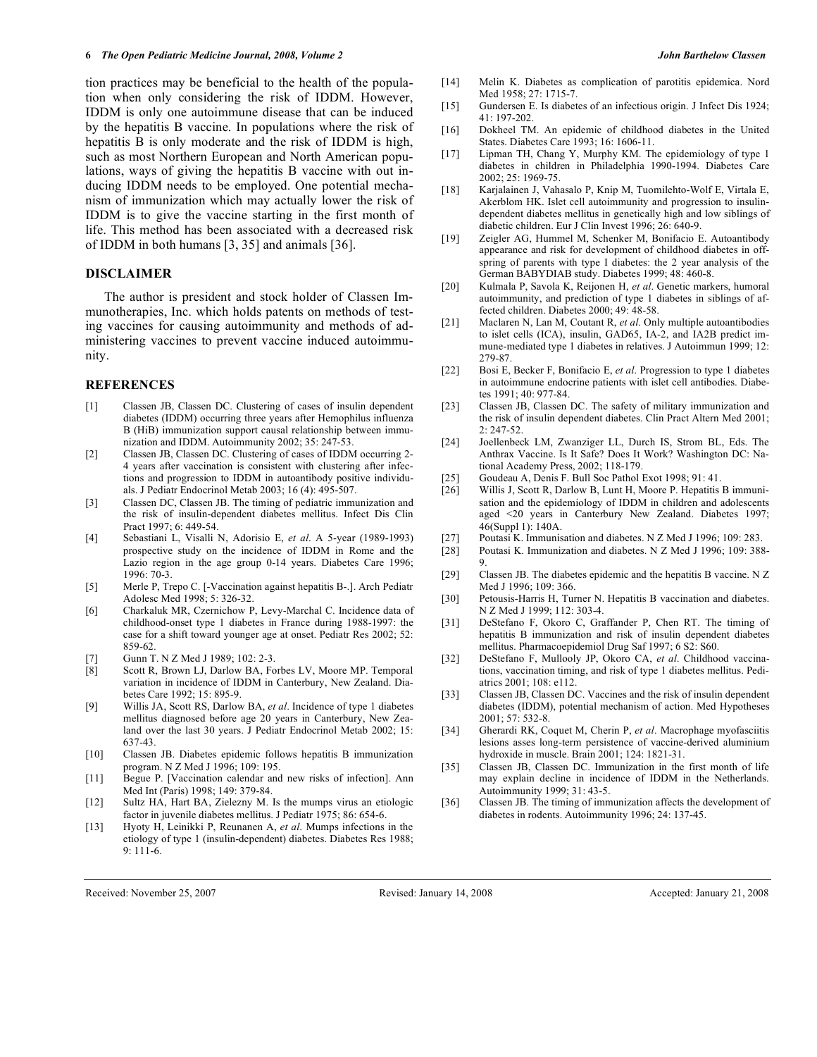tion practices may be beneficial to the health of the population when only considering the risk of IDDM. However, IDDM is only one autoimmune disease that can be induced by the hepatitis B vaccine. In populations where the risk of hepatitis B is only moderate and the risk of IDDM is high, such as most Northern European and North American populations, ways of giving the hepatitis B vaccine with out inducing IDDM needs to be employed. One potential mechanism of immunization which may actually lower the risk of IDDM is to give the vaccine starting in the first month of life. This method has been associated with a decreased risk of IDDM in both humans [3, 35] and animals [36].

## DISCLAIMER

The author is president and stock holder of Classen Immunotherapies, Inc. which holds patents on methods of testing vaccines for causing autoimmunity and methods of administering vaccines to prevent vaccine induced autoimmunity.

## REFERENCES

[1] Classen JB, Classen DC. Clustering of cases of insulin dependent diabetes (IDDM) occurring three years after Hemophilus influenza B (HiB) immunization support causal relationship between immunization and IDDM. Autoimmunity 2002; 35: 247-53.

[2] Classen JB, Classen DC. Clustering of cases of IDDM occurring 2-4 years after vaccination is consistent with clustering after infections and progression to IDDM in autoantibody positive individuals. J Pediatr Endocrinol Metab 2003; 16 (4): 495-507.

[3] Classen DC, Classen JB. The timing of pediatric immunization and the risk of insulin-dependent diabetes mellitus. Infect Dis Clin Pract 1997; 6: 449-54.

[4] Sebastiani L, Visalli N, Adorisio E, *et al*. A 5-year (1989-1993) prospective study on the incidence of IDDM in Rome and the Lazio region in the age group 0-14 years. Diabetes Care 1996; 1996: 70-3.

[5] Merle P, Trepo C. [-Vaccination against hepatitis B-.]. Arch Pediatr Adolesc Med 1998; 5: 326-32.

[6] Charkaluk MR, Czernichow P, Levy-Marchal C. Incidence data of childhood-onset type 1 diabetes in France during 1988-1997: the case for a shift toward younger age at onset. Pediatr Res 2002; 52: 859-62.

[7] Gunn T. N Z Med J 1989; 102: 2-3.

[8] Scott R, Brown LJ, Darlow BA, Forbes LV, Moore MP. Temporal variation in incidence of IDDM in Canterbury, New Zealand. Diabetes Care 1992; 15: 895-9.

[9] Willis JA, Scott RS, Darlow BA, *et al*. Incidence of type 1 diabetes mellitus diagnosed before age 20 years in Canterbury, New Zealand over the last 30 years. J Pediatr Endocrinol Metab 2002; 15: 637-43.

[10] Classen JB. Diabetes epidemic follows hepatitis B immunization program. N Z Med J 1996; 109: 195.

[11] Begue P. [Vaccination calendar and new risks of infection]. Ann Med Int (Paris) 1998; 149: 379-84.

[12] Sultz HA, Hart BA, Zielezny M. Is the mumps virus an etiologic factor in juvenile diabetes mellitus. J Pediatr 1975; 86: 654-6.

[13] Hyoty H, Leinikki P, Reunanen A, *et al*. Mumps infections in the etiology of type 1 (insulin-dependent) diabetes. Diabetes Res 1988; 9: 111-6.

[14] Melin K. Diabetes as complication of parotitis epidemica. Nord Med 1958; 27: 1715-7.

[15] Gundersen E. Is diabetes of an infectious origin. J Infect Dis 1924; 41: 197-202.

[16] Dokheel TM. An epidemic of childhood diabetes in the United States. Diabetes Care 1993; 16: 1606-11.

[17] Lipman TH, Chang Y, Murphy KM. The epidemiology of type 1 diabetes in children in Philadelphia 1990-1994. Diabetes Care 2002; 25: 1969-75.

[18] Karjalainen J, Vahasalo P, Knip M, Tuomilehto-Wolf E, Virtala E, Akerblom HK. Islet cell autoimmunity and progression to insulin-dependent diabetes mellitus in genetically high and low siblings of diabetic children. Eur J Clin Invest 1996; 26: 640-9.

[19] Zeigler AG, Hummel M, Schenker M, Bonifacio E. Autoantibody appearance and risk for development of childhood diabetes in offspring of parents with type I diabetes: the 2 year analysis of the German BABYDIAB study. Diabetes 1999; 48: 460-8.

[20] Kulmala P, Savola K, Reijonen H, *et al*. Genetic markers, humoral autoimmunity, and prediction of type 1 diabetes in siblings of affected children. Diabetes 2000; 49: 48-58.

[21] Maclaren N, Lan M, Coutant R, *et al*. Only multiple autoantibodies to islet cells (ICA), insulin, GAD65, IA-2, and IA2B predict immune-mediated type 1 diabetes in relatives. J Autoimmun 1999; 12: 279-87.

[22] Bosi E, Becker F, Bonifacio E, *et al*. Progression to type 1 diabetes in autoimmune endocrine patients with islet cell antibodies. Diabetes 1991; 40: 977-84.

[23] Classen JB, Classen DC. The safety of military immunization and the risk of insulin dependent diabetes. Clin Pract Altern Med 2001; 2: 247-52.

[24] Joellenbeck LM, Zwanziger LL, Durch IS, Strom BL, Eds. The Anthrax Vaccine. Is It Safe? Does It Work? Washington DC: National Academy Press, 2002; 118-179.

[25] Goudeau A, Denis F. Bull Soc Pathol Exot 1998; 91: 41.

[26] Willis J, Scott R, Darlow B, Lunt H, Moore P. Hepatitis B immunisation and the epidemiology of IDDM in children and adolescents aged <20 years in Canterbury New Zealand. Diabetes 1997; 46(Suppl 1): 140A.

[27] Poutasi K. Immunisation and diabetes. N Z Med J 1996; 109: 283.

[28] Poutasi K. Immunization and diabetes. N Z Med J 1996; 109: 388-9.

[29] Classen JB. The diabetes epidemic and the hepatitis B vaccine. N Z Med J 1996; 109: 366.

[30] Petousis-Harris H, Turner N. Hepatitis B vaccination and diabetes. N Z Med J 1999; 112: 303-4.

[31] DeStefano F, Okoro C, Graffander P, Chen RT. The timing of hepatitis B immunization and risk of insulin dependent diabetes mellitus. Pharmacoepidemiol Drug Saf 1997; 6 S2: S60.

[32] DeStefano F, Mullooly JP, Okoro CA, *et al*. Childhood vaccinations, vaccination timing, and risk of type 1 diabetes mellitus. Pediatrics 2001; 108: e112.

[33] Classen JB, Classen DC. Vaccines and the risk of insulin dependent diabetes (IDDM), potential mechanism of action. Med Hypotheses 2001; 57: 532-8.

[34] Gherardi RK, Coquet M, Cherin P, *et al*. Macrophage myofasciitis lesions asses long-term persistence of vaccine-derived aluminium hydroxide in muscle. Brain 2001; 124: 1821-31.

[35] Classen JB, Classen DC. Immunization in the first month of life may explain decline in incidence of IDDM in the Netherlands. Autoimmunity 1999; 31: 43-5.

[36] Classen JB. The timing of immunization affects the development of diabetes in rodents. Autoimmunity 1996; 24: 137-45.

Received: November 25, 2007 Revised: January 14, 2008 Accepted: January 21, 2008